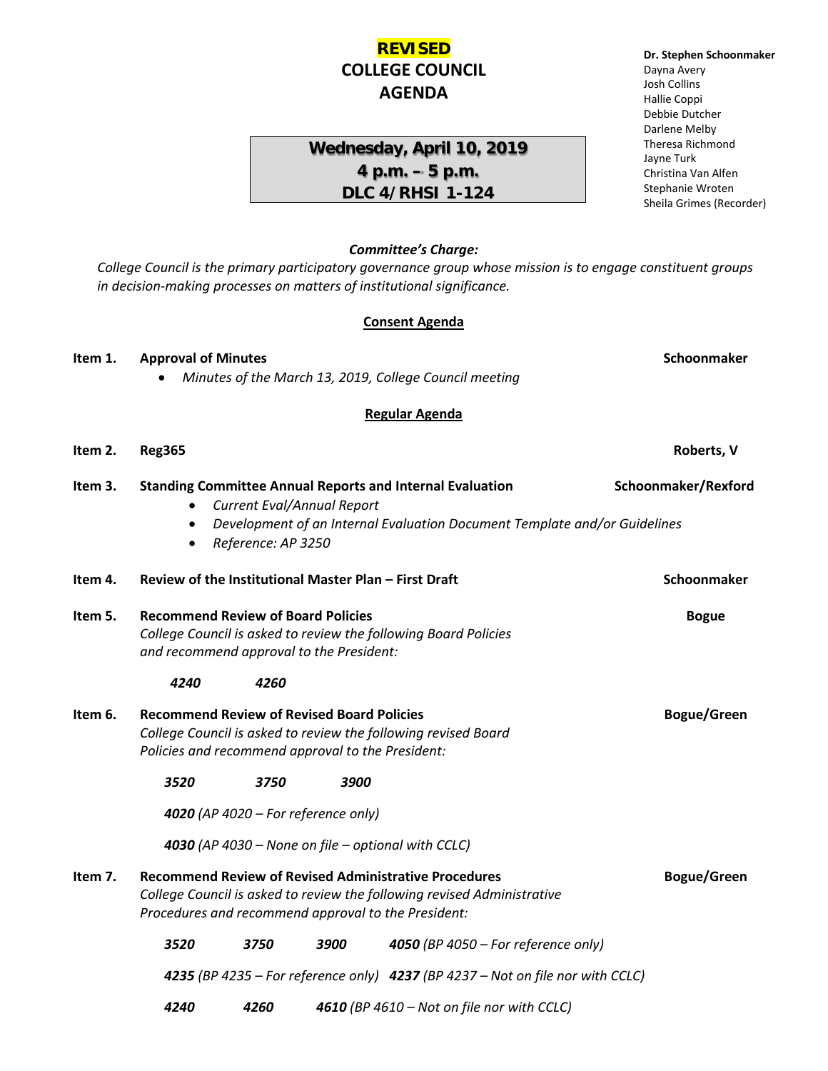**REVISED**

# COLLEGE COUNCIL AGENDA

**Wednesday, April 10, 2019**
**4 p.m. – 5 p.m.**
**DLC 4/RHSI 1-124**

**Dr. Stephen Schoonmaker**
Dayna Avery
Josh Collins
Hallie Coppi
Debbie Dutcher
Darlene Melby
Theresa Richmond
Jayne Turk
Christina Van Alfen
Stephanie Wroten
Sheila Grimes (Recorder)

***Committee's Charge:***
*College Council is the primary participatory governance group whose mission is to engage constituent groups in decision-making processes on matters of institutional significance.*

## Consent Agenda

**Item 1. Approval of Minutes** — **Schoonmaker**

- *Minutes of the March 13, 2019, College Council meeting*

## Regular Agenda

**Item 2. Reg365** — **Roberts, V**

**Item 3. Standing Committee Annual Reports and Internal Evaluation** — **Schoonmaker/Rexford**

- *Current Eval/Annual Report*
- *Development of an Internal Evaluation Document Template and/or Guidelines*
- *Reference: AP 3250*

**Item 4. Review of the Institutional Master Plan – First Draft** — **Schoonmaker**

**Item 5. Recommend Review of Board Policies** — **Bogue**

*College Council is asked to review the following Board Policies and recommend approval to the President:*

***4240*** ***4260***

**Item 6. Recommend Review of Revised Board Policies** — **Bogue/Green**

*College Council is asked to review the following revised Board Policies and recommend approval to the President:*

***3520*** ***3750*** ***3900***

***4020*** *(AP 4020 – For reference only)*

***4030*** *(AP 4030 – None on file – optional with CCLC)*

**Item 7. Recommend Review of Revised Administrative Procedures** — **Bogue/Green**

*College Council is asked to review the following revised Administrative Procedures and recommend approval to the President:*

***3520*** ***3750*** ***3900*** ***4050*** *(BP 4050 – For reference only)*

***4235*** *(BP 4235 – For reference only)* ***4237*** *(BP 4237 – Not on file nor with CCLC)*

***4240*** ***4260*** ***4610*** *(BP 4610 – Not on file nor with CCLC)*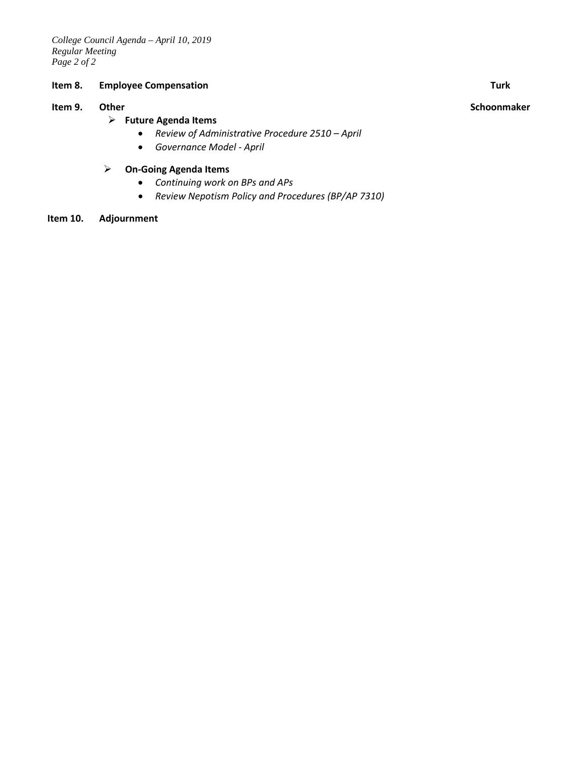**Item 8.** **Employee Compensation** **Turk**

**Item 9.** **Other** **Schoonmaker**

- **Future Agenda Items**
  - *Review of Administrative Procedure 2510 – April*
  - *Governance Model - April*

- **On-Going Agenda Items**
  - *Continuing work on BPs and APs*
  - *Review Nepotism Policy and Procedures (BP/AP 7310)*

**Item 10.** **Adjournment**